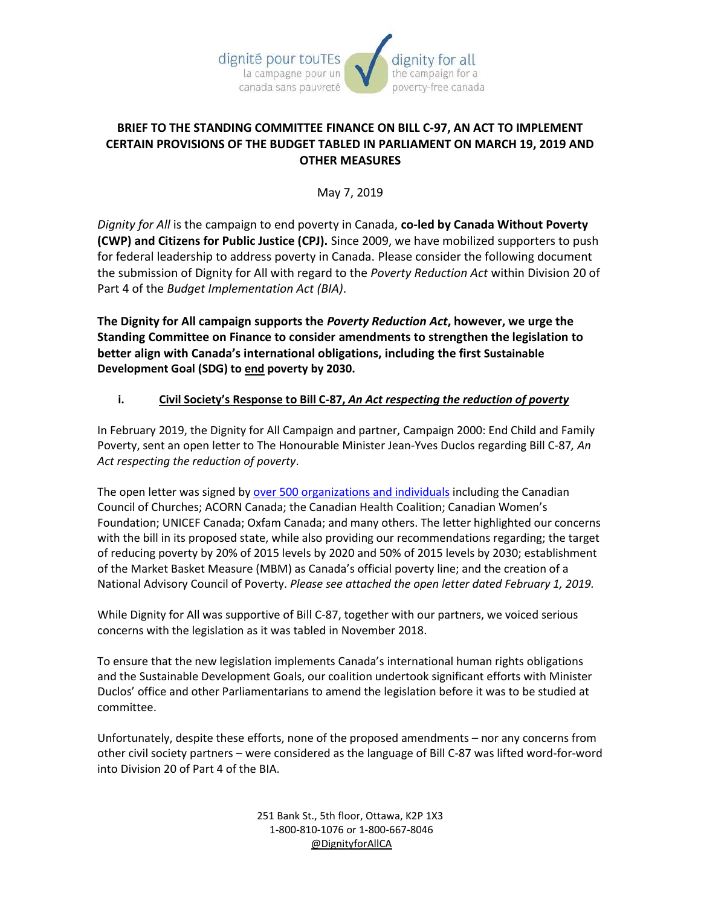dignité pour touTEs
la campagne pour un canada sans pauvreté

dignity for all
the campaign for a poverty-free canada

# BRIEF TO THE STANDING COMMITTEE FINANCE ON BILL C-97, AN ACT TO IMPLEMENT CERTAIN PROVISIONS OF THE BUDGET TABLED IN PARLIAMENT ON MARCH 19, 2019 AND OTHER MEASURES

May 7, 2019

*Dignity for All* is the campaign to end poverty in Canada, **co-led by Canada Without Poverty (CWP) and Citizens for Public Justice (CPJ).** Since 2009, we have mobilized supporters to push for federal leadership to address poverty in Canada. Please consider the following document the submission of Dignity for All with regard to the *Poverty Reduction Act* within Division 20 of Part 4 of the *Budget Implementation Act (BIA)*.

**The Dignity for All campaign supports the *Poverty Reduction Act*, however, we urge the Standing Committee on Finance to consider amendments to strengthen the legislation to better align with Canada's international obligations, including the first Sustainable Development Goal (SDG) to <u>end</u> poverty by 2030.**

## i. Civil Society's Response to Bill C-87, *An Act respecting the reduction of poverty*

In February 2019, the Dignity for All Campaign and partner, Campaign 2000: End Child and Family Poverty, sent an open letter to The Honourable Minister Jean-Yves Duclos regarding Bill C-87*, An Act respecting the reduction of poverty*.

The open letter was signed by over 500 organizations and individuals including the Canadian Council of Churches; ACORN Canada; the Canadian Health Coalition; Canadian Women's Foundation; UNICEF Canada; Oxfam Canada; and many others. The letter highlighted our concerns with the bill in its proposed state, while also providing our recommendations regarding; the target of reducing poverty by 20% of 2015 levels by 2020 and 50% of 2015 levels by 2030; establishment of the Market Basket Measure (MBM) as Canada's official poverty line; and the creation of a National Advisory Council of Poverty. *Please see attached the open letter dated February 1, 2019.*

While Dignity for All was supportive of Bill C-87, together with our partners, we voiced serious concerns with the legislation as it was tabled in November 2018.

To ensure that the new legislation implements Canada's international human rights obligations and the Sustainable Development Goals, our coalition undertook significant efforts with Minister Duclos' office and other Parliamentarians to amend the legislation before it was to be studied at committee.

Unfortunately, despite these efforts, none of the proposed amendments – nor any concerns from other civil society partners – were considered as the language of Bill C-87 was lifted word-for-word into Division 20 of Part 4 of the BIA.

251 Bank St., 5th floor, Ottawa, K2P 1X3
1-800-810-1076 or 1-800-667-8046
@DignityforAllCA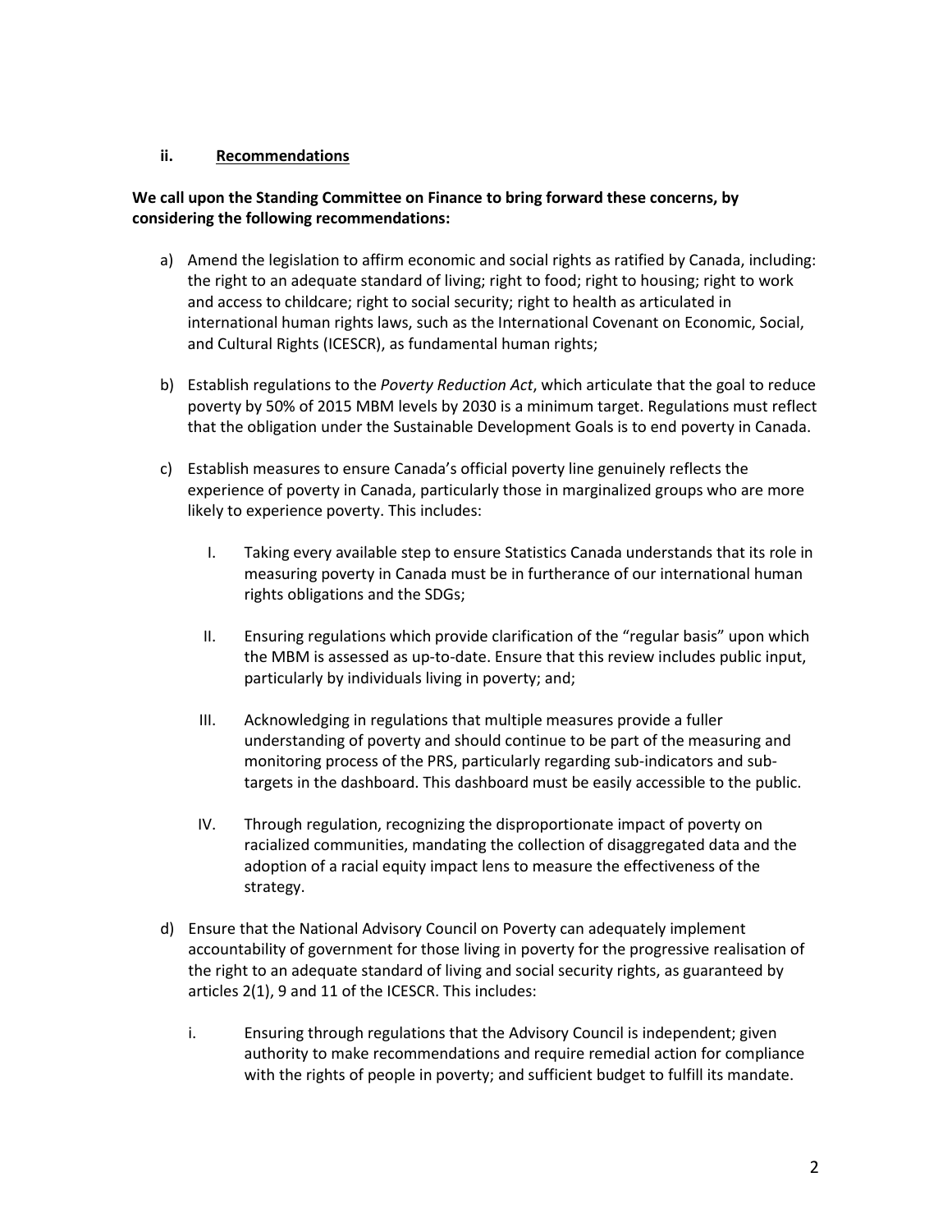### ii. <u>Recommendations</u>

**We call upon the Standing Committee on Finance to bring forward these concerns, by considering the following recommendations:**

a) Amend the legislation to affirm economic and social rights as ratified by Canada, including: the right to an adequate standard of living; right to food; right to housing; right to work and access to childcare; right to social security; right to health as articulated in international human rights laws, such as the International Covenant on Economic, Social, and Cultural Rights (ICESCR), as fundamental human rights;

b) Establish regulations to the *Poverty Reduction Act*, which articulate that the goal to reduce poverty by 50% of 2015 MBM levels by 2030 is a minimum target. Regulations must reflect that the obligation under the Sustainable Development Goals is to end poverty in Canada.

c) Establish measures to ensure Canada's official poverty line genuinely reflects the experience of poverty in Canada, particularly those in marginalized groups who are more likely to experience poverty. This includes:

   I. Taking every available step to ensure Statistics Canada understands that its role in measuring poverty in Canada must be in furtherance of our international human rights obligations and the SDGs;

   II. Ensuring regulations which provide clarification of the "regular basis" upon which the MBM is assessed as up-to-date. Ensure that this review includes public input, particularly by individuals living in poverty; and;

   III. Acknowledging in regulations that multiple measures provide a fuller understanding of poverty and should continue to be part of the measuring and monitoring process of the PRS, particularly regarding sub-indicators and sub-targets in the dashboard. This dashboard must be easily accessible to the public.

   IV. Through regulation, recognizing the disproportionate impact of poverty on racialized communities, mandating the collection of disaggregated data and the adoption of a racial equity impact lens to measure the effectiveness of the strategy.

d) Ensure that the National Advisory Council on Poverty can adequately implement accountability of government for those living in poverty for the progressive realisation of the right to an adequate standard of living and social security rights, as guaranteed by articles 2(1), 9 and 11 of the ICESCR. This includes:

   i. Ensuring through regulations that the Advisory Council is independent; given authority to make recommendations and require remedial action for compliance with the rights of people in poverty; and sufficient budget to fulfill its mandate.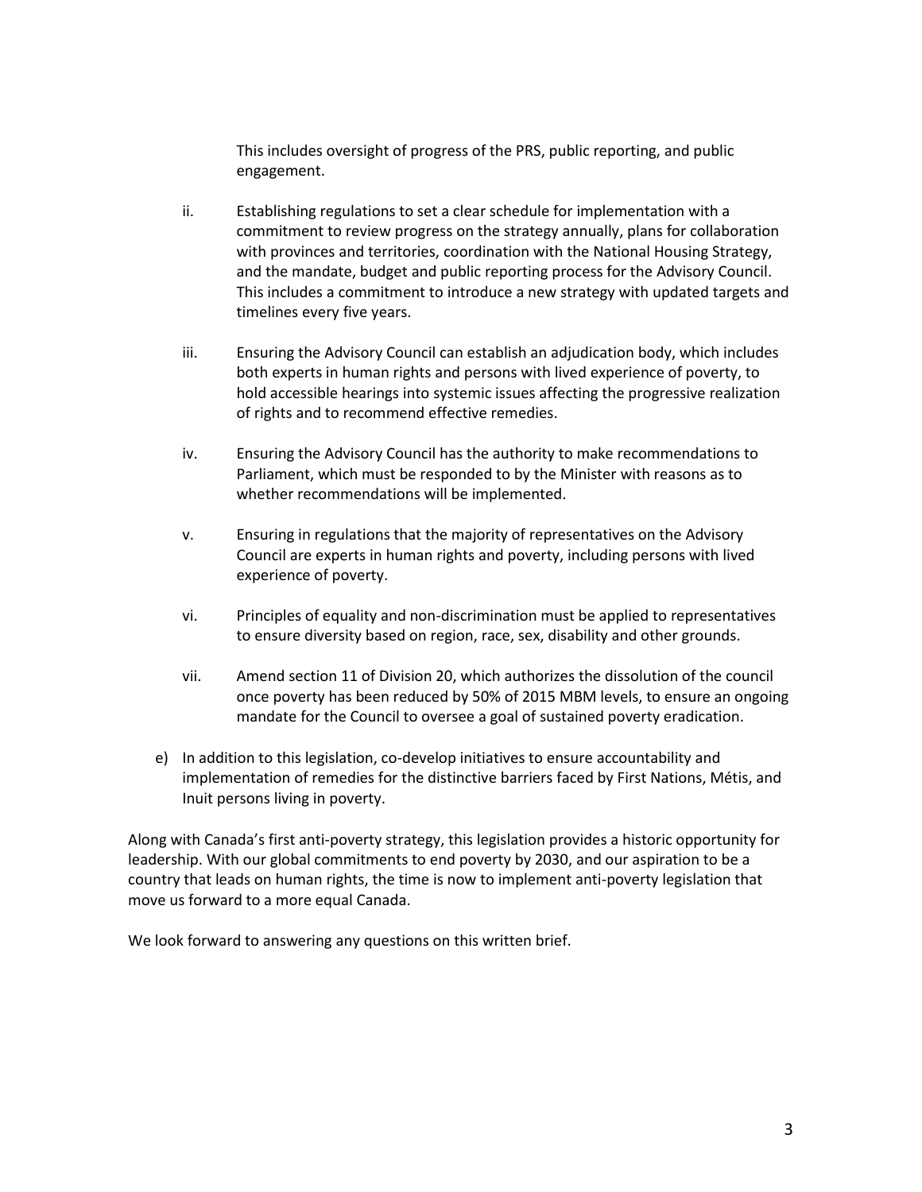This includes oversight of progress of the PRS, public reporting, and public engagement.

ii. Establishing regulations to set a clear schedule for implementation with a commitment to review progress on the strategy annually, plans for collaboration with provinces and territories, coordination with the National Housing Strategy, and the mandate, budget and public reporting process for the Advisory Council. This includes a commitment to introduce a new strategy with updated targets and timelines every five years.

iii. Ensuring the Advisory Council can establish an adjudication body, which includes both experts in human rights and persons with lived experience of poverty, to hold accessible hearings into systemic issues affecting the progressive realization of rights and to recommend effective remedies.

iv. Ensuring the Advisory Council has the authority to make recommendations to Parliament, which must be responded to by the Minister with reasons as to whether recommendations will be implemented.

v. Ensuring in regulations that the majority of representatives on the Advisory Council are experts in human rights and poverty, including persons with lived experience of poverty.

vi. Principles of equality and non-discrimination must be applied to representatives to ensure diversity based on region, race, sex, disability and other grounds.

vii. Amend section 11 of Division 20, which authorizes the dissolution of the council once poverty has been reduced by 50% of 2015 MBM levels, to ensure an ongoing mandate for the Council to oversee a goal of sustained poverty eradication.

e) In addition to this legislation, co-develop initiatives to ensure accountability and implementation of remedies for the distinctive barriers faced by First Nations, Métis, and Inuit persons living in poverty.

Along with Canada's first anti-poverty strategy, this legislation provides a historic opportunity for leadership. With our global commitments to end poverty by 2030, and our aspiration to be a country that leads on human rights, the time is now to implement anti-poverty legislation that move us forward to a more equal Canada.

We look forward to answering any questions on this written brief.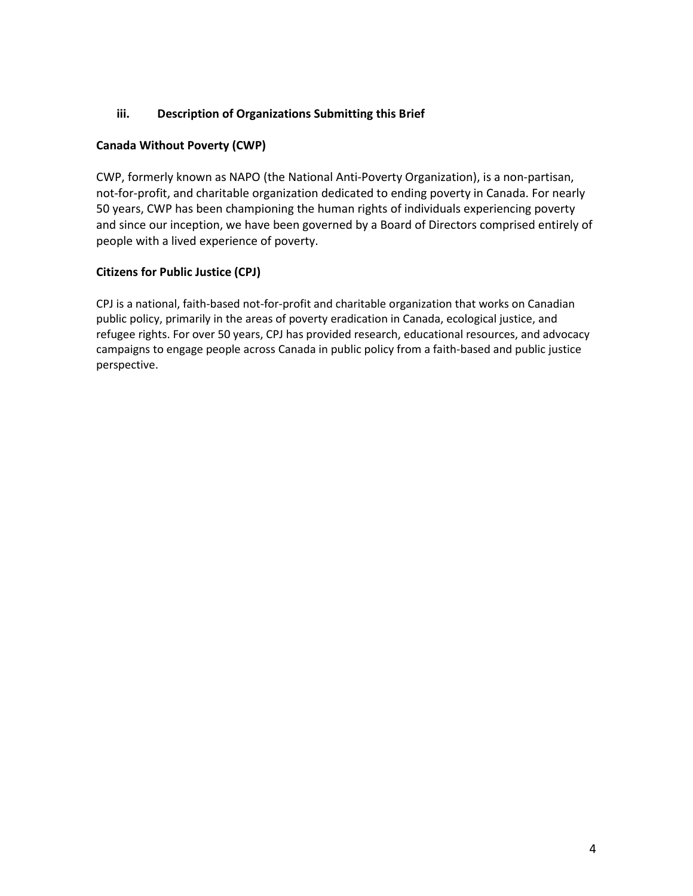## iii. Description of Organizations Submitting this Brief

### Canada Without Poverty (CWP)

CWP, formerly known as NAPO (the National Anti-Poverty Organization), is a non-partisan, not-for-profit, and charitable organization dedicated to ending poverty in Canada. For nearly 50 years, CWP has been championing the human rights of individuals experiencing poverty and since our inception, we have been governed by a Board of Directors comprised entirely of people with a lived experience of poverty.

### Citizens for Public Justice (CPJ)

CPJ is a national, faith-based not-for-profit and charitable organization that works on Canadian public policy, primarily in the areas of poverty eradication in Canada, ecological justice, and refugee rights. For over 50 years, CPJ has provided research, educational resources, and advocacy campaigns to engage people across Canada in public policy from a faith-based and public justice perspective.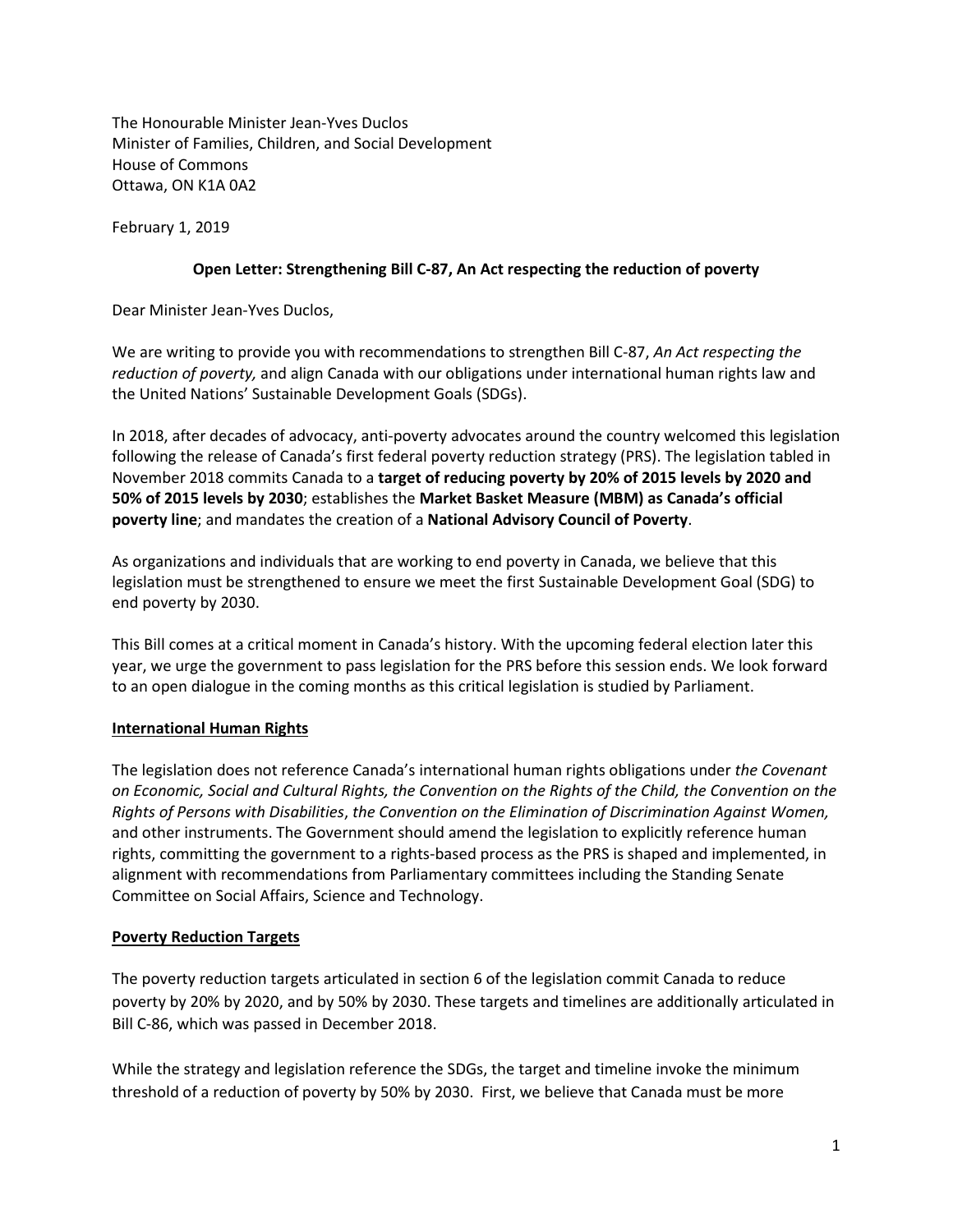The Honourable Minister Jean-Yves Duclos
Minister of Families, Children, and Social Development
House of Commons
Ottawa, ON K1A 0A2

February 1, 2019

**Open Letter: Strengthening Bill C-87, An Act respecting the reduction of poverty**

Dear Minister Jean-Yves Duclos,

We are writing to provide you with recommendations to strengthen Bill C-87, *An Act respecting the reduction of poverty,* and align Canada with our obligations under international human rights law and the United Nations' Sustainable Development Goals (SDGs).

In 2018, after decades of advocacy, anti-poverty advocates around the country welcomed this legislation following the release of Canada's first federal poverty reduction strategy (PRS). The legislation tabled in November 2018 commits Canada to a **target of reducing poverty by 20% of 2015 levels by 2020 and 50% of 2015 levels by 2030**; establishes the **Market Basket Measure (MBM) as Canada's official poverty line**; and mandates the creation of a **National Advisory Council of Poverty**.

As organizations and individuals that are working to end poverty in Canada, we believe that this legislation must be strengthened to ensure we meet the first Sustainable Development Goal (SDG) to end poverty by 2030.

This Bill comes at a critical moment in Canada's history. With the upcoming federal election later this year, we urge the government to pass legislation for the PRS before this session ends. We look forward to an open dialogue in the coming months as this critical legislation is studied by Parliament.

## International Human Rights

The legislation does not reference Canada's international human rights obligations under *the Covenant on Economic, Social and Cultural Rights, the Convention on the Rights of the Child, the Convention on the Rights of Persons with Disabilities*, *the Convention on the Elimination of Discrimination Against Women,* and other instruments. The Government should amend the legislation to explicitly reference human rights, committing the government to a rights-based process as the PRS is shaped and implemented, in alignment with recommendations from Parliamentary committees including the Standing Senate Committee on Social Affairs, Science and Technology.

## Poverty Reduction Targets

The poverty reduction targets articulated in section 6 of the legislation commit Canada to reduce poverty by 20% by 2020, and by 50% by 2030. These targets and timelines are additionally articulated in Bill C-86, which was passed in December 2018.

While the strategy and legislation reference the SDGs, the target and timeline invoke the minimum threshold of a reduction of poverty by 50% by 2030. First, we believe that Canada must be more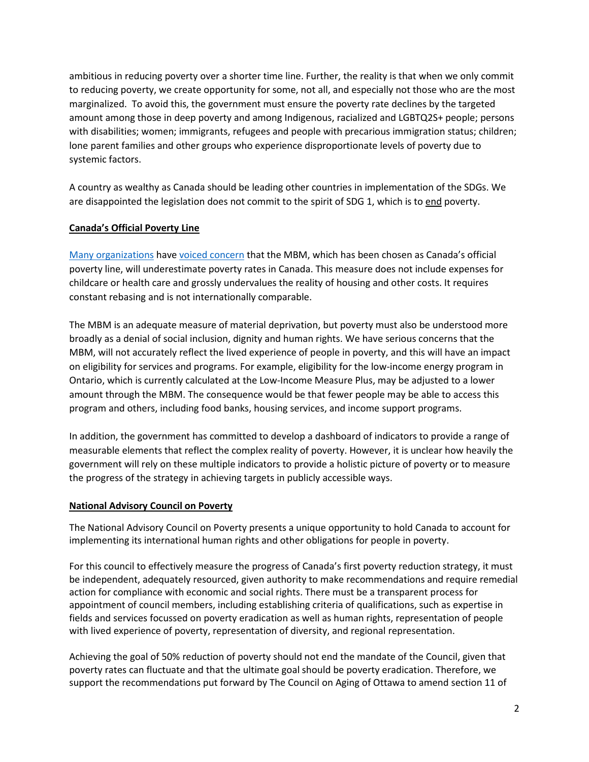ambitious in reducing poverty over a shorter time line. Further, the reality is that when we only commit to reducing poverty, we create opportunity for some, not all, and especially not those who are the most marginalized. To avoid this, the government must ensure the poverty rate declines by the targeted amount among those in deep poverty and among Indigenous, racialized and LGBTQ2S+ people; persons with disabilities; women; immigrants, refugees and people with precarious immigration status; children; lone parent families and other groups who experience disproportionate levels of poverty due to systemic factors.

A country as wealthy as Canada should be leading other countries in implementation of the SDGs. We are disappointed the legislation does not commit to the spirit of SDG 1, which is to end poverty.

## Canada's Official Poverty Line

Many organizations have voiced concern that the MBM, which has been chosen as Canada's official poverty line, will underestimate poverty rates in Canada. This measure does not include expenses for childcare or health care and grossly undervalues the reality of housing and other costs. It requires constant rebasing and is not internationally comparable.

The MBM is an adequate measure of material deprivation, but poverty must also be understood more broadly as a denial of social inclusion, dignity and human rights. We have serious concerns that the MBM, will not accurately reflect the lived experience of people in poverty, and this will have an impact on eligibility for services and programs. For example, eligibility for the low-income energy program in Ontario, which is currently calculated at the Low-Income Measure Plus, may be adjusted to a lower amount through the MBM. The consequence would be that fewer people may be able to access this program and others, including food banks, housing services, and income support programs.

In addition, the government has committed to develop a dashboard of indicators to provide a range of measurable elements that reflect the complex reality of poverty. However, it is unclear how heavily the government will rely on these multiple indicators to provide a holistic picture of poverty or to measure the progress of the strategy in achieving targets in publicly accessible ways.

## National Advisory Council on Poverty

The National Advisory Council on Poverty presents a unique opportunity to hold Canada to account for implementing its international human rights and other obligations for people in poverty.

For this council to effectively measure the progress of Canada's first poverty reduction strategy, it must be independent, adequately resourced, given authority to make recommendations and require remedial action for compliance with economic and social rights. There must be a transparent process for appointment of council members, including establishing criteria of qualifications, such as expertise in fields and services focussed on poverty eradication as well as human rights, representation of people with lived experience of poverty, representation of diversity, and regional representation.

Achieving the goal of 50% reduction of poverty should not end the mandate of the Council, given that poverty rates can fluctuate and that the ultimate goal should be poverty eradication. Therefore, we support the recommendations put forward by The Council on Aging of Ottawa to amend section 11 of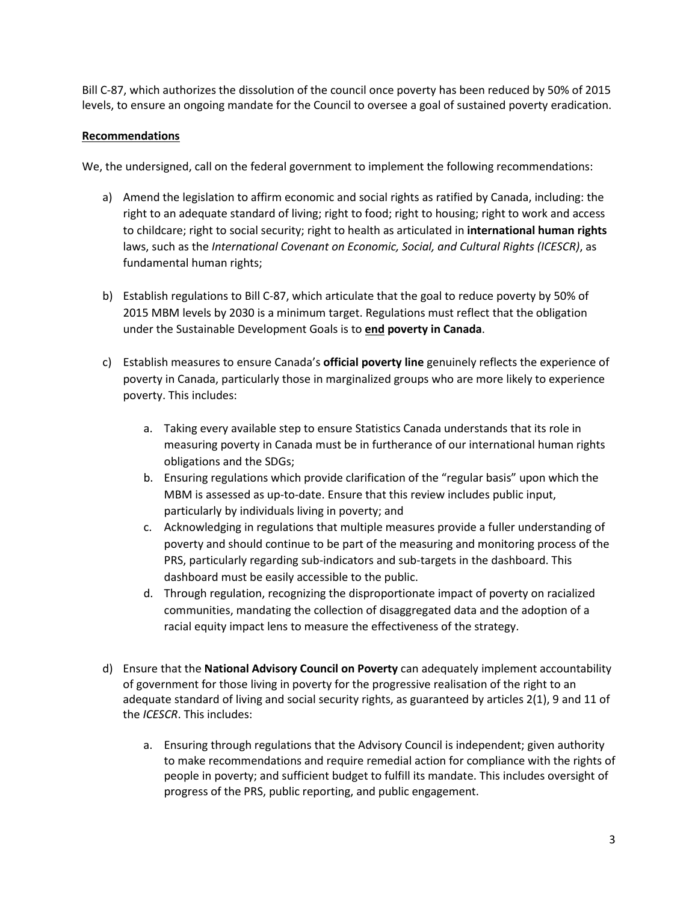Bill C-87, which authorizes the dissolution of the council once poverty has been reduced by 50% of 2015 levels, to ensure an ongoing mandate for the Council to oversee a goal of sustained poverty eradication.

**Recommendations**

We, the undersigned, call on the federal government to implement the following recommendations:

a) Amend the legislation to affirm economic and social rights as ratified by Canada, including: the right to an adequate standard of living; right to food; right to housing; right to work and access to childcare; right to social security; right to health as articulated in **international human rights** laws, such as the *International Covenant on Economic, Social, and Cultural Rights (ICESCR)*, as fundamental human rights;

b) Establish regulations to Bill C-87, which articulate that the goal to reduce poverty by 50% of 2015 MBM levels by 2030 is a minimum target. Regulations must reflect that the obligation under the Sustainable Development Goals is to ***end* poverty in Canada**.

c) Establish measures to ensure Canada's **official poverty line** genuinely reflects the experience of poverty in Canada, particularly those in marginalized groups who are more likely to experience poverty. This includes:

    a. Taking every available step to ensure Statistics Canada understands that its role in measuring poverty in Canada must be in furtherance of our international human rights obligations and the SDGs;
    b. Ensuring regulations which provide clarification of the "regular basis" upon which the MBM is assessed as up-to-date. Ensure that this review includes public input, particularly by individuals living in poverty; and
    c. Acknowledging in regulations that multiple measures provide a fuller understanding of poverty and should continue to be part of the measuring and monitoring process of the PRS, particularly regarding sub-indicators and sub-targets in the dashboard. This dashboard must be easily accessible to the public.
    d. Through regulation, recognizing the disproportionate impact of poverty on racialized communities, mandating the collection of disaggregated data and the adoption of a racial equity impact lens to measure the effectiveness of the strategy.

d) Ensure that the **National Advisory Council on Poverty** can adequately implement accountability of government for those living in poverty for the progressive realisation of the right to an adequate standard of living and social security rights, as guaranteed by articles 2(1), 9 and 11 of the *ICESCR*. This includes:

    a. Ensuring through regulations that the Advisory Council is independent; given authority to make recommendations and require remedial action for compliance with the rights of people in poverty; and sufficient budget to fulfill its mandate. This includes oversight of progress of the PRS, public reporting, and public engagement.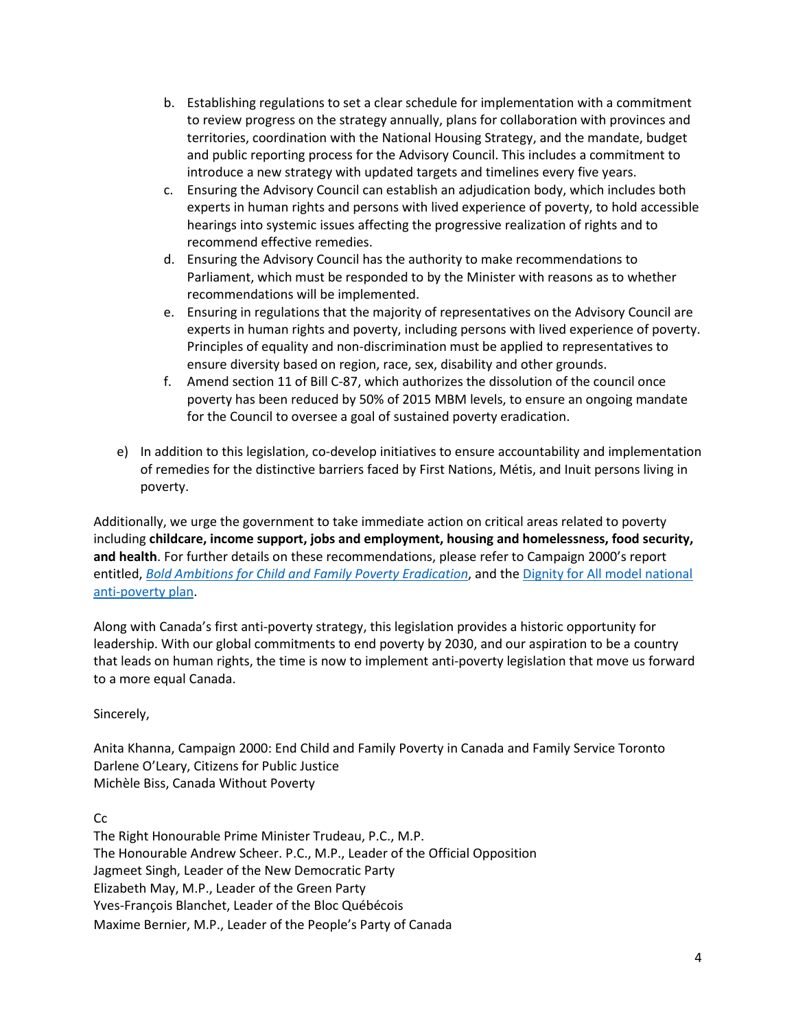b. Establishing regulations to set a clear schedule for implementation with a commitment to review progress on the strategy annually, plans for collaboration with provinces and territories, coordination with the National Housing Strategy, and the mandate, budget and public reporting process for the Advisory Council. This includes a commitment to introduce a new strategy with updated targets and timelines every five years.
   c. Ensuring the Advisory Council can establish an adjudication body, which includes both experts in human rights and persons with lived experience of poverty, to hold accessible hearings into systemic issues affecting the progressive realization of rights and to recommend effective remedies.
   d. Ensuring the Advisory Council has the authority to make recommendations to Parliament, which must be responded to by the Minister with reasons as to whether recommendations will be implemented.
   e. Ensuring in regulations that the majority of representatives on the Advisory Council are experts in human rights and poverty, including persons with lived experience of poverty. Principles of equality and non-discrimination must be applied to representatives to ensure diversity based on region, race, sex, disability and other grounds.
   f. Amend section 11 of Bill C-87, which authorizes the dissolution of the council once poverty has been reduced by 50% of 2015 MBM levels, to ensure an ongoing mandate for the Council to oversee a goal of sustained poverty eradication.

e) In addition to this legislation, co-develop initiatives to ensure accountability and implementation of remedies for the distinctive barriers faced by First Nations, Métis, and Inuit persons living in poverty.

Additionally, we urge the government to take immediate action on critical areas related to poverty including **childcare, income support, jobs and employment, housing and homelessness, food security, and health**. For further details on these recommendations, please refer to Campaign 2000's report entitled, *Bold Ambitions for Child and Family Poverty Eradication*, and the Dignity for All model national anti-poverty plan.

Along with Canada's first anti-poverty strategy, this legislation provides a historic opportunity for leadership. With our global commitments to end poverty by 2030, and our aspiration to be a country that leads on human rights, the time is now to implement anti-poverty legislation that move us forward to a more equal Canada.

Sincerely,

Anita Khanna, Campaign 2000: End Child and Family Poverty in Canada and Family Service Toronto
Darlene O'Leary, Citizens for Public Justice
Michèle Biss, Canada Without Poverty

Cc
The Right Honourable Prime Minister Trudeau, P.C., M.P.
The Honourable Andrew Scheer. P.C., M.P., Leader of the Official Opposition
Jagmeet Singh, Leader of the New Democratic Party
Elizabeth May, M.P., Leader of the Green Party
Yves-François Blanchet, Leader of the Bloc Québécois
Maxime Bernier, M.P., Leader of the People's Party of Canada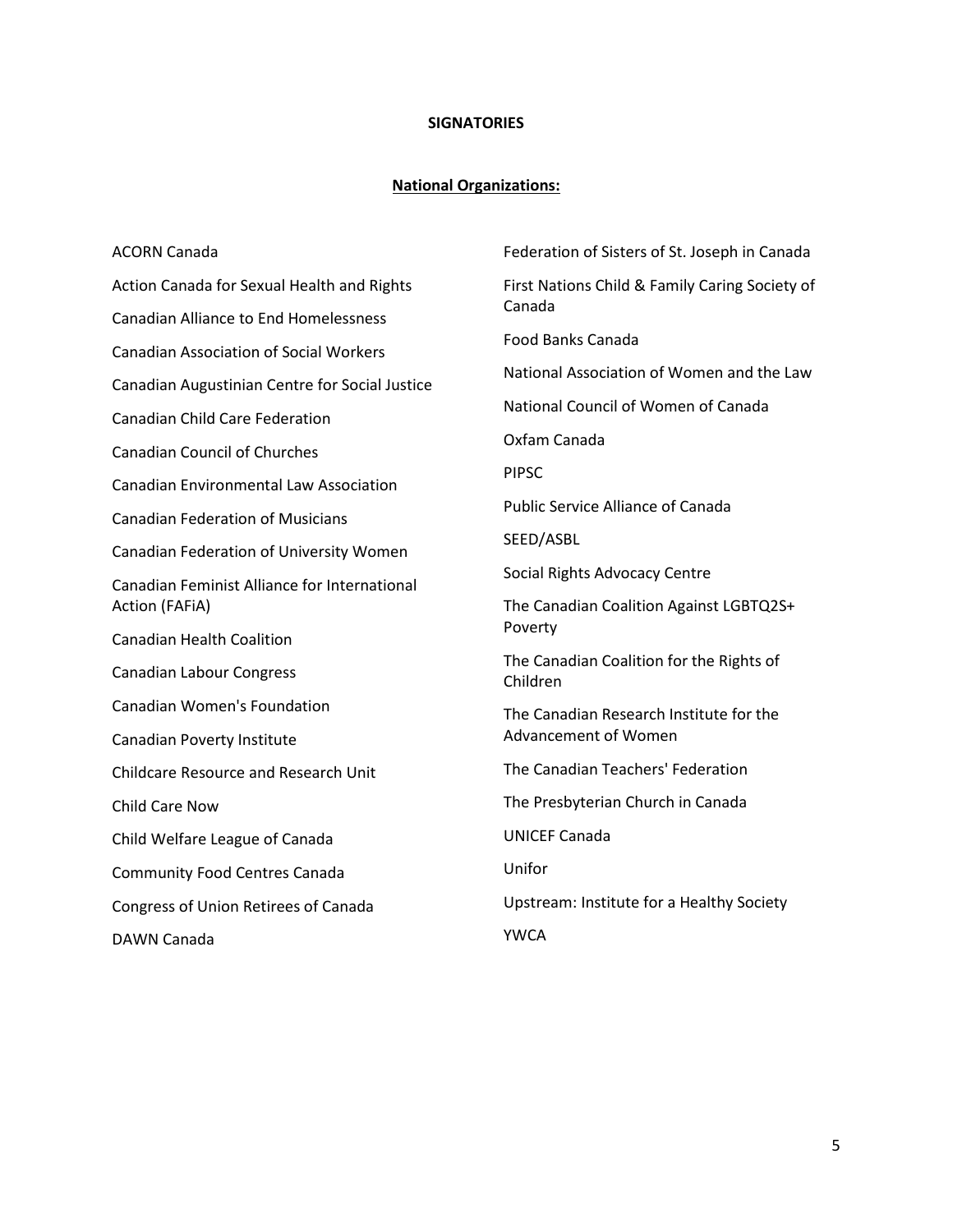**SIGNATORIES**

**National Organizations:**

ACORN Canada

Action Canada for Sexual Health and Rights

Canadian Alliance to End Homelessness

Canadian Association of Social Workers

Canadian Augustinian Centre for Social Justice

Canadian Child Care Federation

Canadian Council of Churches

Canadian Environmental Law Association

Canadian Federation of Musicians

Canadian Federation of University Women

Canadian Feminist Alliance for International Action (FAFiA)

Canadian Health Coalition

Canadian Labour Congress

Canadian Women's Foundation

Canadian Poverty Institute

Childcare Resource and Research Unit

Child Care Now

Child Welfare League of Canada

Community Food Centres Canada

Congress of Union Retirees of Canada

DAWN Canada

Federation of Sisters of St. Joseph in Canada

First Nations Child & Family Caring Society of Canada

Food Banks Canada

National Association of Women and the Law

National Council of Women of Canada

Oxfam Canada

PIPSC

Public Service Alliance of Canada

SEED/ASBL

Social Rights Advocacy Centre

The Canadian Coalition Against LGBTQ2S+ Poverty

The Canadian Coalition for the Rights of Children

The Canadian Research Institute for the Advancement of Women

The Canadian Teachers' Federation

The Presbyterian Church in Canada

UNICEF Canada

Unifor

Upstream: Institute for a Healthy Society

YWCA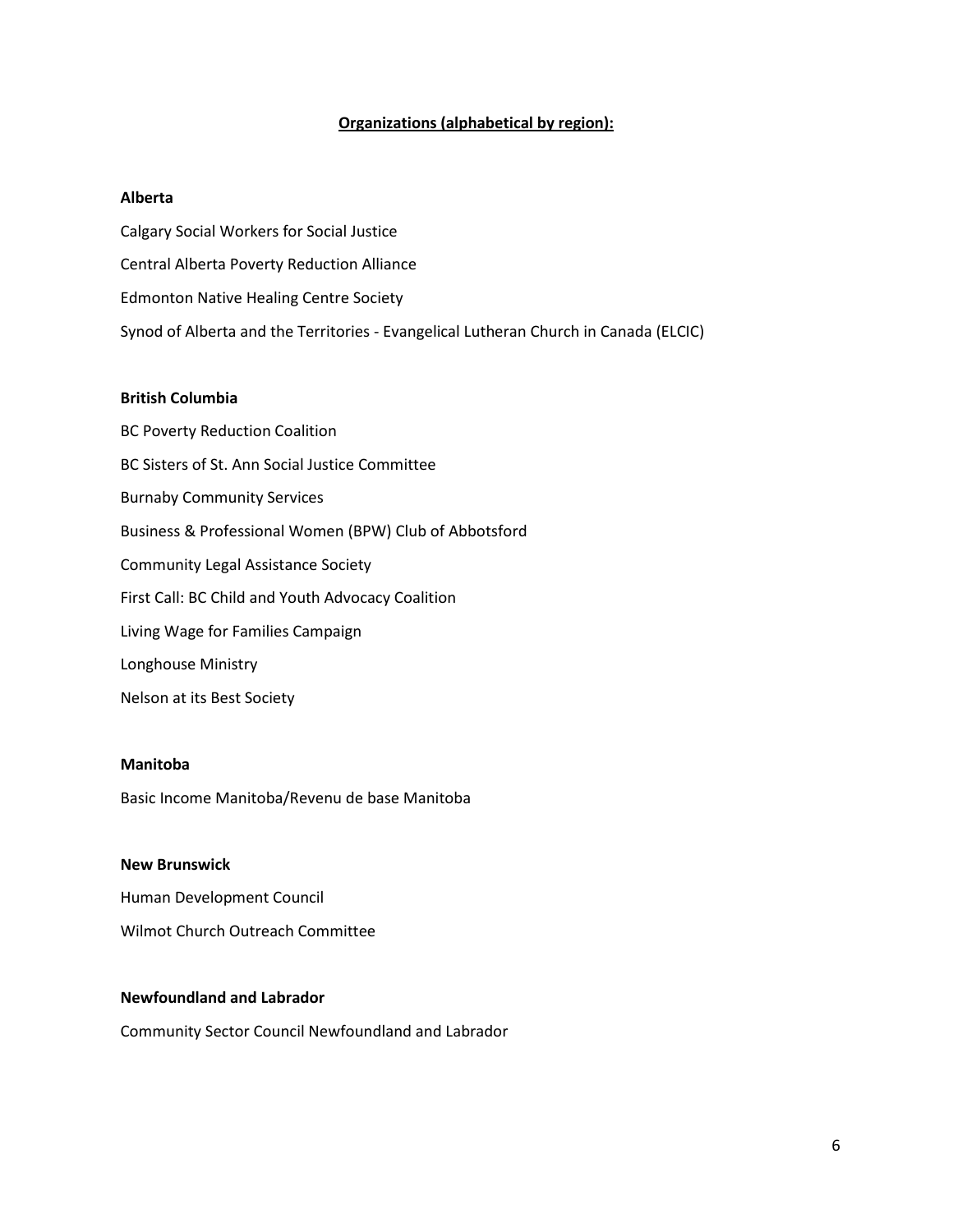## Organizations (alphabetical by region):

### Alberta

Calgary Social Workers for Social Justice

Central Alberta Poverty Reduction Alliance

Edmonton Native Healing Centre Society

Synod of Alberta and the Territories - Evangelical Lutheran Church in Canada (ELCIC)

### British Columbia

BC Poverty Reduction Coalition

BC Sisters of St. Ann Social Justice Committee

Burnaby Community Services

Business & Professional Women (BPW) Club of Abbotsford

Community Legal Assistance Society

First Call: BC Child and Youth Advocacy Coalition

Living Wage for Families Campaign

Longhouse Ministry

Nelson at its Best Society

### Manitoba

Basic Income Manitoba/Revenu de base Manitoba

### New Brunswick

Human Development Council

Wilmot Church Outreach Committee

### Newfoundland and Labrador

Community Sector Council Newfoundland and Labrador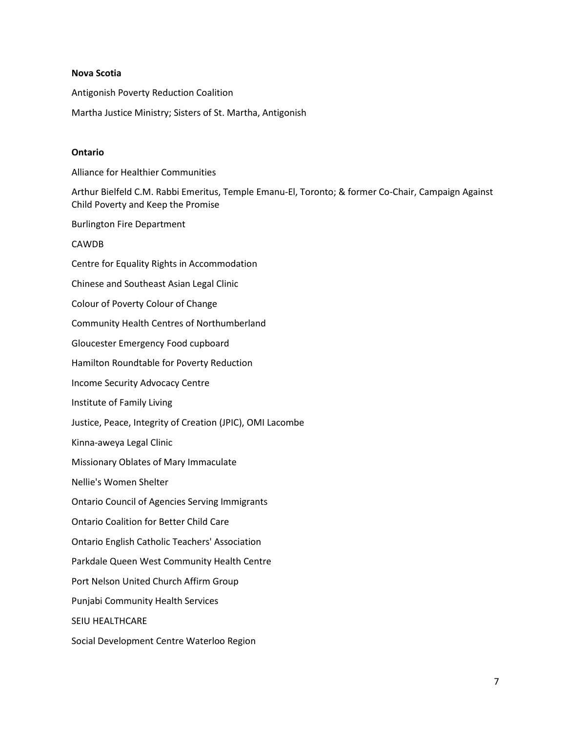**Nova Scotia**

Antigonish Poverty Reduction Coalition

Martha Justice Ministry; Sisters of St. Martha, Antigonish

**Ontario**

Alliance for Healthier Communities

Arthur Bielfeld C.M. Rabbi Emeritus, Temple Emanu-El, Toronto; & former Co-Chair, Campaign Against Child Poverty and Keep the Promise

Burlington Fire Department

CAWDB

Centre for Equality Rights in Accommodation

Chinese and Southeast Asian Legal Clinic

Colour of Poverty Colour of Change

Community Health Centres of Northumberland

Gloucester Emergency Food cupboard

Hamilton Roundtable for Poverty Reduction

Income Security Advocacy Centre

Institute of Family Living

Justice, Peace, Integrity of Creation (JPIC), OMI Lacombe

Kinna-aweya Legal Clinic

Missionary Oblates of Mary Immaculate

Nellie's Women Shelter

Ontario Council of Agencies Serving Immigrants

Ontario Coalition for Better Child Care

Ontario English Catholic Teachers' Association

Parkdale Queen West Community Health Centre

Port Nelson United Church Affirm Group

Punjabi Community Health Services

SEIU HEALTHCARE

Social Development Centre Waterloo Region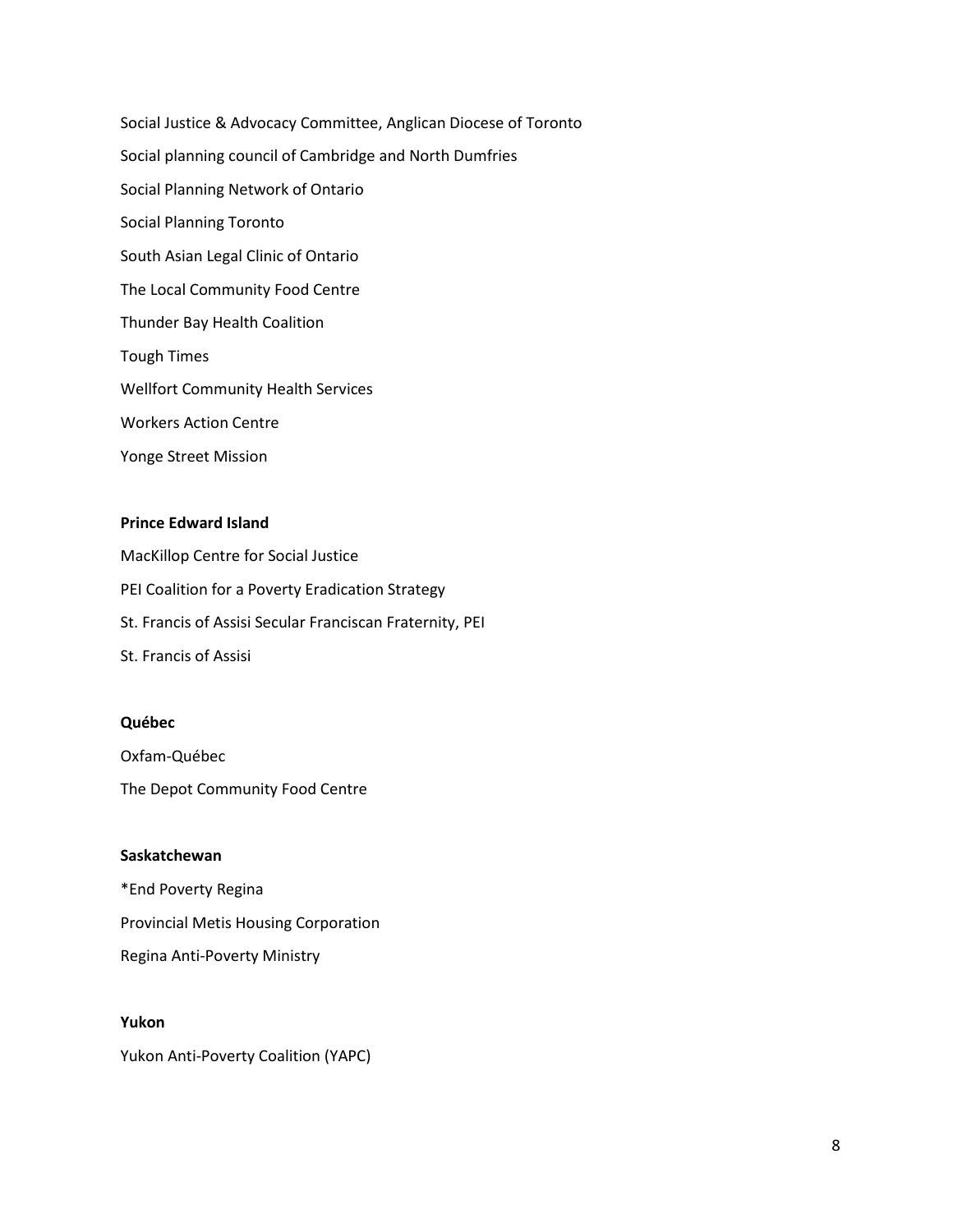Social Justice & Advocacy Committee, Anglican Diocese of Toronto

Social planning council of Cambridge and North Dumfries

Social Planning Network of Ontario

Social Planning Toronto

South Asian Legal Clinic of Ontario

The Local Community Food Centre

Thunder Bay Health Coalition

Tough Times

Wellfort Community Health Services

Workers Action Centre

Yonge Street Mission

**Prince Edward Island**

MacKillop Centre for Social Justice

PEI Coalition for a Poverty Eradication Strategy

St. Francis of Assisi Secular Franciscan Fraternity, PEI

St. Francis of Assisi

**Québec**

Oxfam-Québec

The Depot Community Food Centre

**Saskatchewan**

*End Poverty Regina

Provincial Metis Housing Corporation

Regina Anti-Poverty Ministry

**Yukon**

Yukon Anti-Poverty Coalition (YAPC)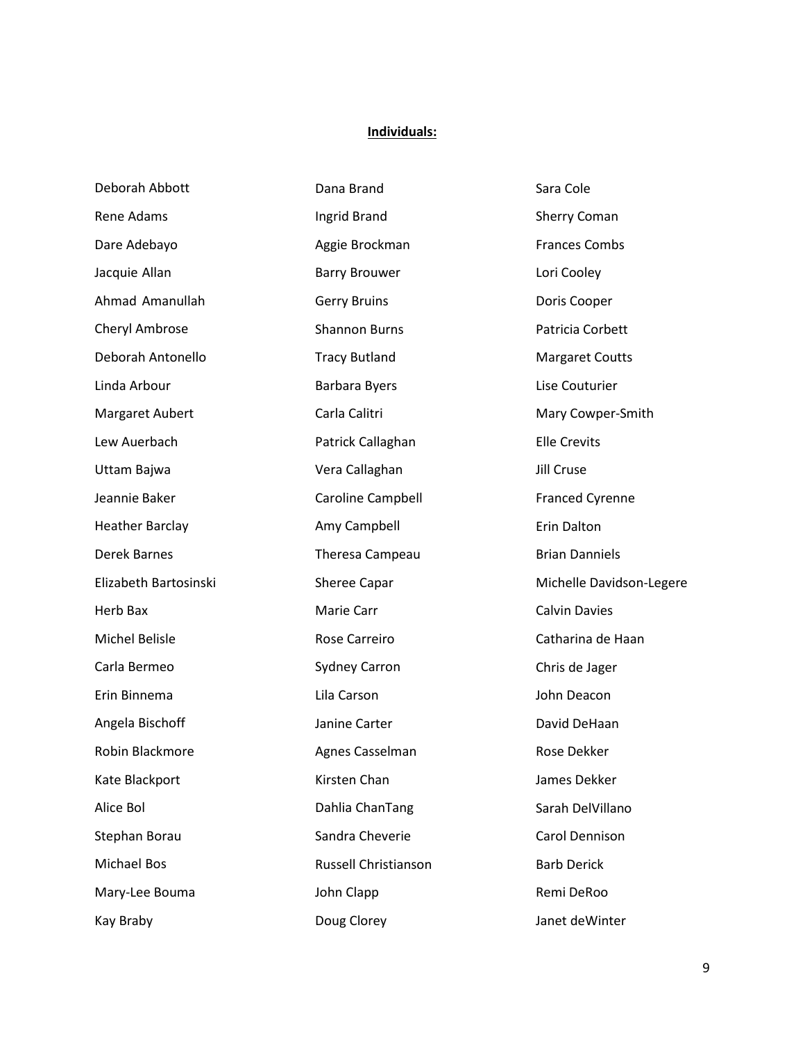**Individuals:**

Deborah Abbott
Rene Adams
Dare Adebayo
Jacquie Allan
Ahmad Amanullah
Cheryl Ambrose
Deborah Antonello
Linda Arbour
Margaret Aubert
Lew Auerbach
Uttam Bajwa
Jeannie Baker
Heather Barclay
Derek Barnes
Elizabeth Bartosinski
Herb Bax
Michel Belisle
Carla Bermeo
Erin Binnema
Angela Bischoff
Robin Blackmore
Kate Blackport
Alice Bol
Stephan Borau
Michael Bos
Mary-Lee Bouma
Kay Braby
Dana Brand
Ingrid Brand
Aggie Brockman
Barry Brouwer
Gerry Bruins
Shannon Burns
Tracy Butland
Barbara Byers
Carla Calitri
Patrick Callaghan
Vera Callaghan
Caroline Campbell
Amy Campbell
Theresa Campeau
Sheree Capar
Marie Carr
Rose Carreiro
Sydney Carron
Lila Carson
Janine Carter
Agnes Casselman
Kirsten Chan
Dahlia ChanTang
Sandra Cheverie
Russell Christianson
John Clapp
Doug Clorey
Sara Cole
Sherry Coman
Frances Combs
Lori Cooley
Doris Cooper
Patricia Corbett
Margaret Coutts
Lise Couturier
Mary Cowper-Smith
Elle Crevits
Jill Cruse
Franced Cyrenne
Erin Dalton
Brian Danniels
Michelle Davidson-Legere
Calvin Davies
Catharina de Haan
Chris de Jager
John Deacon
David DeHaan
Rose Dekker
James Dekker
Sarah DelVillano
Carol Dennison
Barb Derick
Remi DeRoo
Janet deWinter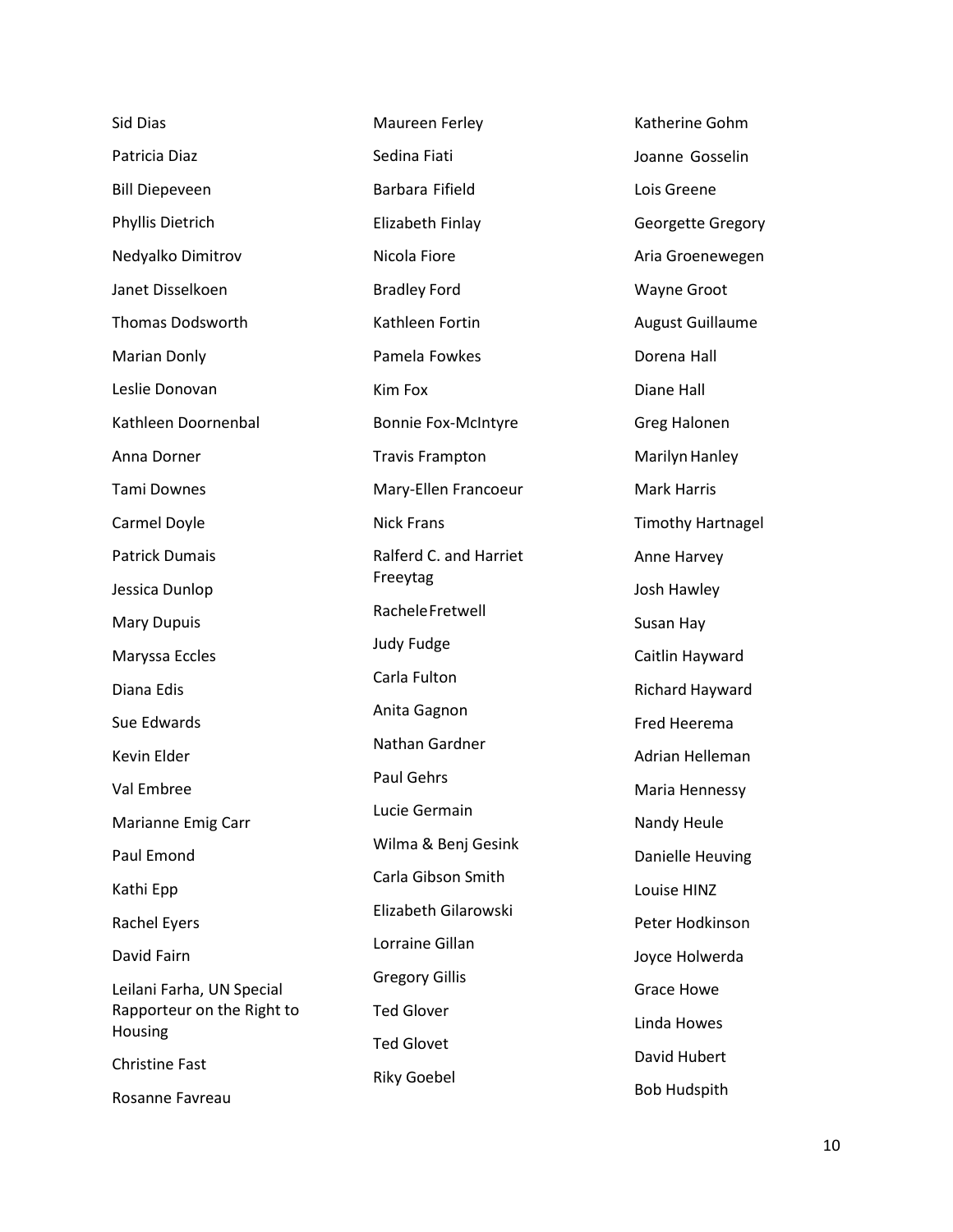Sid Dias

Patricia Diaz

Bill Diepeveen

Phyllis Dietrich

Nedyalko Dimitrov

Janet Disselkoen

Thomas Dodsworth

Marian Donly

Leslie Donovan

Kathleen Doornenbal

Anna Dorner

Tami Downes

Carmel Doyle

Patrick Dumais

Jessica Dunlop

Mary Dupuis

Maryssa Eccles

Diana Edis

Sue Edwards

Kevin Elder

Val Embree

Marianne Emig Carr

Paul Emond

Kathi Epp

Rachel Eyers

David Fairn

Leilani Farha, UN Special Rapporteur on the Right to Housing

Christine Fast

Rosanne Favreau

Maureen Ferley

Sedina Fiati

Barbara Fifield

Elizabeth Finlay

Nicola Fiore

Bradley Ford

Kathleen Fortin

Pamela Fowkes

Kim Fox

Bonnie Fox-McIntyre

Travis Frampton

Mary-Ellen Francoeur

Nick Frans

Ralferd C. and Harriet Freeytag

Rachele Fretwell

Judy Fudge

Carla Fulton

Anita Gagnon

Nathan Gardner

Paul Gehrs

Lucie Germain

Wilma & Benj Gesink

Carla Gibson Smith

Elizabeth Gilarowski

Lorraine Gillan

Gregory Gillis

Ted Glover

Ted Glovet

Riky Goebel

Katherine Gohm

Joanne Gosselin

Lois Greene

Georgette Gregory

Aria Groenewegen

Wayne Groot

August Guillaume

Dorena Hall

Diane Hall

Greg Halonen

Marilyn Hanley

Mark Harris

Timothy Hartnagel

Anne Harvey

Josh Hawley

Susan Hay

Caitlin Hayward

Richard Hayward

Fred Heerema

Adrian Helleman

Maria Hennessy

Nandy Heule

Danielle Heuving

Louise HINZ

Peter Hodkinson

Joyce Holwerda

Grace Howe

Linda Howes

David Hubert

Bob Hudspith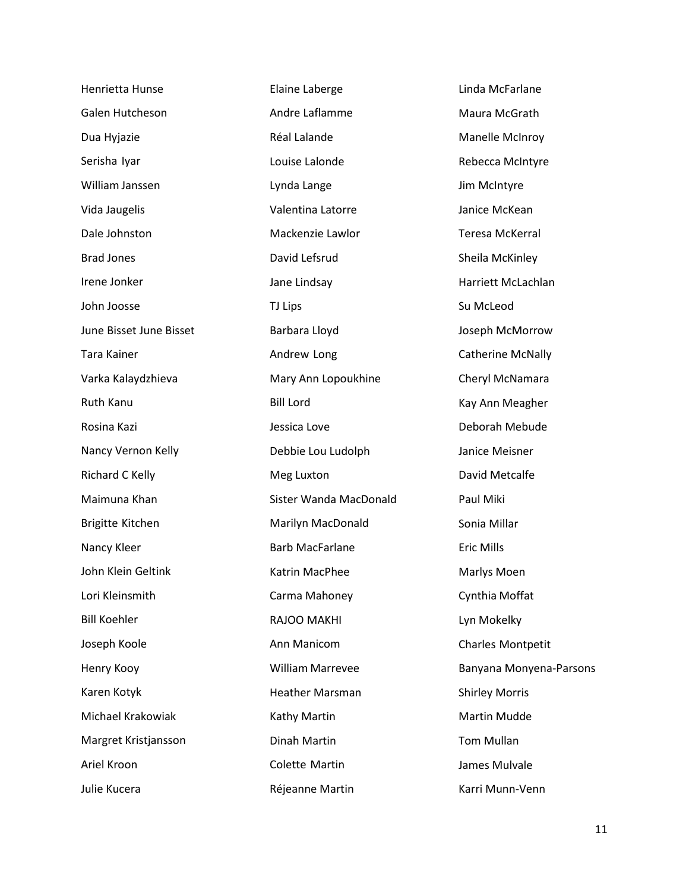Henrietta Hunse
Galen Hutcheson
Dua Hyjazie
Serisha Iyar
William Janssen
Vida Jaugelis
Dale Johnston
Brad Jones
Irene Jonker
John Joosse
June Bisset June Bisset
Tara Kainer
Varka Kalaydzhieva
Ruth Kanu
Rosina Kazi
Nancy Vernon Kelly
Richard C Kelly
Maimuna Khan
Brigitte Kitchen
Nancy Kleer
John Klein Geltink
Lori Kleinsmith
Bill Koehler
Joseph Koole
Henry Kooy
Karen Kotyk
Michael Krakowiak
Margret Kristjansson
Ariel Kroon
Julie Kucera
Elaine Laberge
Andre Laflamme
Réal Lalande
Louise Lalonde
Lynda Lange
Valentina Latorre
Mackenzie Lawlor
David Lefsrud
Jane Lindsay
TJ Lips
Barbara Lloyd
Andrew Long
Mary Ann Lopoukhine
Bill Lord
Jessica Love
Debbie Lou Ludolph
Meg Luxton
Sister Wanda MacDonald
Marilyn MacDonald
Barb MacFarlane
Katrin MacPhee
Carma Mahoney
RAJOO MAKHI
Ann Manicom
William Marrevee
Heather Marsman
Kathy Martin
Dinah Martin
Colette Martin
Réjeanne Martin
Linda McFarlane
Maura McGrath
Manelle McInroy
Rebecca McIntyre
Jim McIntyre
Janice McKean
Teresa McKerral
Sheila McKinley
Harriett McLachlan
Su McLeod
Joseph McMorrow
Catherine McNally
Cheryl McNamara
Kay Ann Meagher
Deborah Mebude
Janice Meisner
David Metcalfe
Paul Miki
Sonia Millar
Eric Mills
Marlys Moen
Cynthia Moffat
Lyn Mokelky
Charles Montpetit
Banyana Monyena-Parsons
Shirley Morris
Martin Mudde
Tom Mullan
James Mulvale
Karri Munn-Venn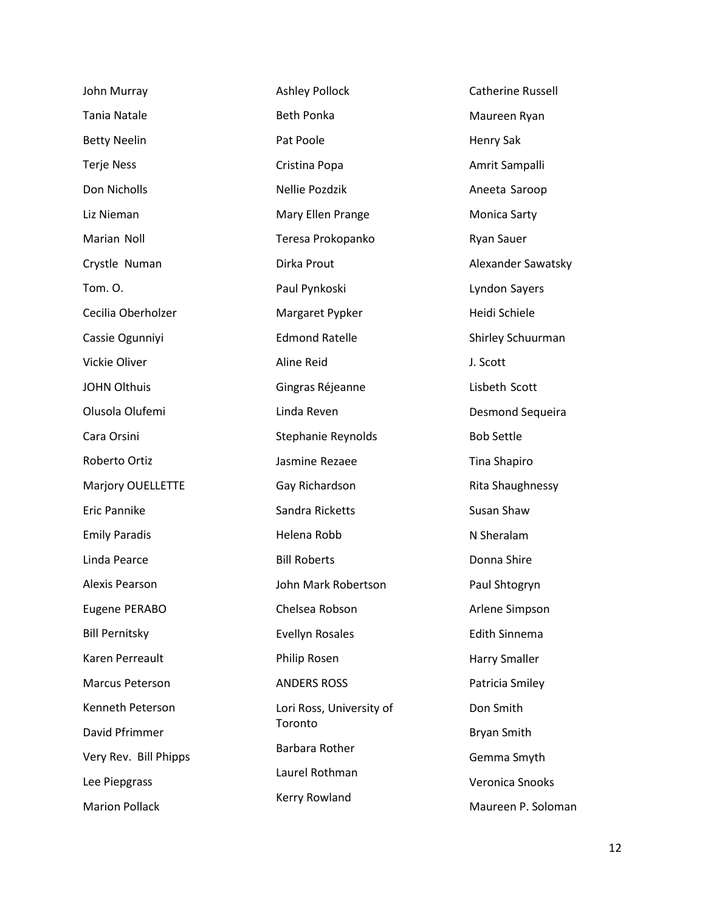John Murray
Tania Natale
Betty Neelin
Terje Ness
Don Nicholls
Liz Nieman
Marian Noll
Crystle Numan
Tom. O.
Cecilia Oberholzer
Cassie Ogunniyi
Vickie Oliver
JOHN Olthuis
Olusola Olufemi
Cara Orsini
Roberto Ortiz
Marjory OUELLETTE
Eric Pannike
Emily Paradis
Linda Pearce
Alexis Pearson
Eugene PERABO
Bill Pernitsky
Karen Perreault
Marcus Peterson
Kenneth Peterson
David Pfrimmer
Very Rev. Bill Phipps
Lee Piepgrass
Marion Pollack

Ashley Pollock
Beth Ponka
Pat Poole
Cristina Popa
Nellie Pozdzik
Mary Ellen Prange
Teresa Prokopanko
Dirka Prout
Paul Pynkoski
Margaret Pypker
Edmond Ratelle
Aline Reid
Gingras Réjeanne
Linda Reven
Stephanie Reynolds
Jasmine Rezaee
Gay Richardson
Sandra Ricketts
Helena Robb
Bill Roberts
John Mark Robertson
Chelsea Robson
Evellyn Rosales
Philip Rosen
ANDERS ROSS
Lori Ross, University of Toronto
Barbara Rother
Laurel Rothman
Kerry Rowland

Catherine Russell
Maureen Ryan
Henry Sak
Amrit Sampalli
Aneeta Saroop
Monica Sarty
Ryan Sauer
Alexander Sawatsky
Lyndon Sayers
Heidi Schiele
Shirley Schuurman
J. Scott
Lisbeth Scott
Desmond Sequeira
Bob Settle
Tina Shapiro
Rita Shaughnessy
Susan Shaw
N Sheralam
Donna Shire
Paul Shtogryn
Arlene Simpson
Edith Sinnema
Harry Smaller
Patricia Smiley
Don Smith
Bryan Smith
Gemma Smyth
Veronica Snooks
Maureen P. Soloman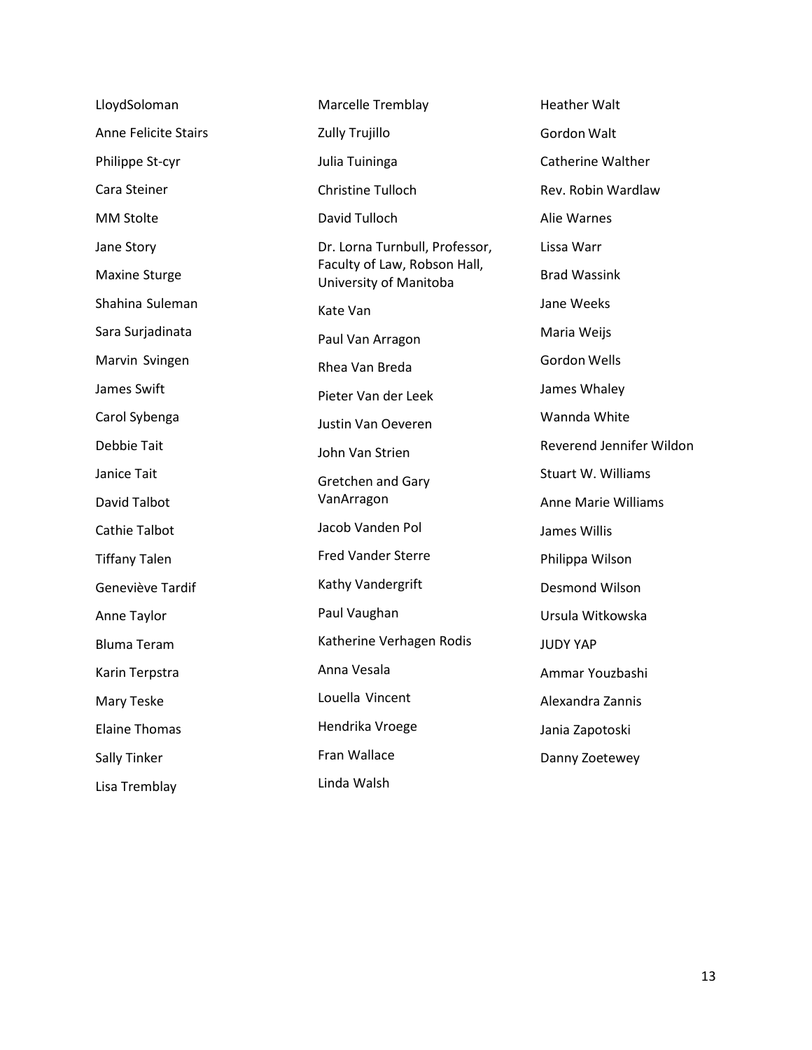LloydSoloman

Anne Felicite Stairs

Philippe St-cyr

Cara Steiner

MM Stolte

Jane Story

Maxine Sturge

Shahina Suleman

Sara Surjadinata

Marvin Svingen

James Swift

Carol Sybenga

Debbie Tait

Janice Tait

David Talbot

Cathie Talbot

Tiffany Talen

Geneviève Tardif

Anne Taylor

Bluma Teram

Karin Terpstra

Mary Teske

Elaine Thomas

Sally Tinker

Lisa Tremblay

Marcelle Tremblay

Zully Trujillo

Julia Tuininga

Christine Tulloch

David Tulloch

Dr. Lorna Turnbull, Professor, Faculty of Law, Robson Hall, University of Manitoba

Kate Van

Paul Van Arragon

Rhea Van Breda

Pieter Van der Leek

Justin Van Oeveren

John Van Strien

Gretchen and Gary VanArragon

Jacob Vanden Pol

Fred Vander Sterre

Kathy Vandergrift

Paul Vaughan

Katherine Verhagen Rodis

Anna Vesala

Louella Vincent

Hendrika Vroege

Fran Wallace

Linda Walsh

Heather Walt

Gordon Walt

Catherine Walther

Rev. Robin Wardlaw

Alie Warnes

Lissa Warr

Brad Wassink

Jane Weeks

Maria Weijs

Gordon Wells

James Whaley

Wannda White

Reverend Jennifer Wildon

Stuart W. Williams

Anne Marie Williams

James Willis

Philippa Wilson

Desmond Wilson

Ursula Witkowska

JUDY YAP

Ammar Youzbashi

Alexandra Zannis

Jania Zapotoski

Danny Zoetewey